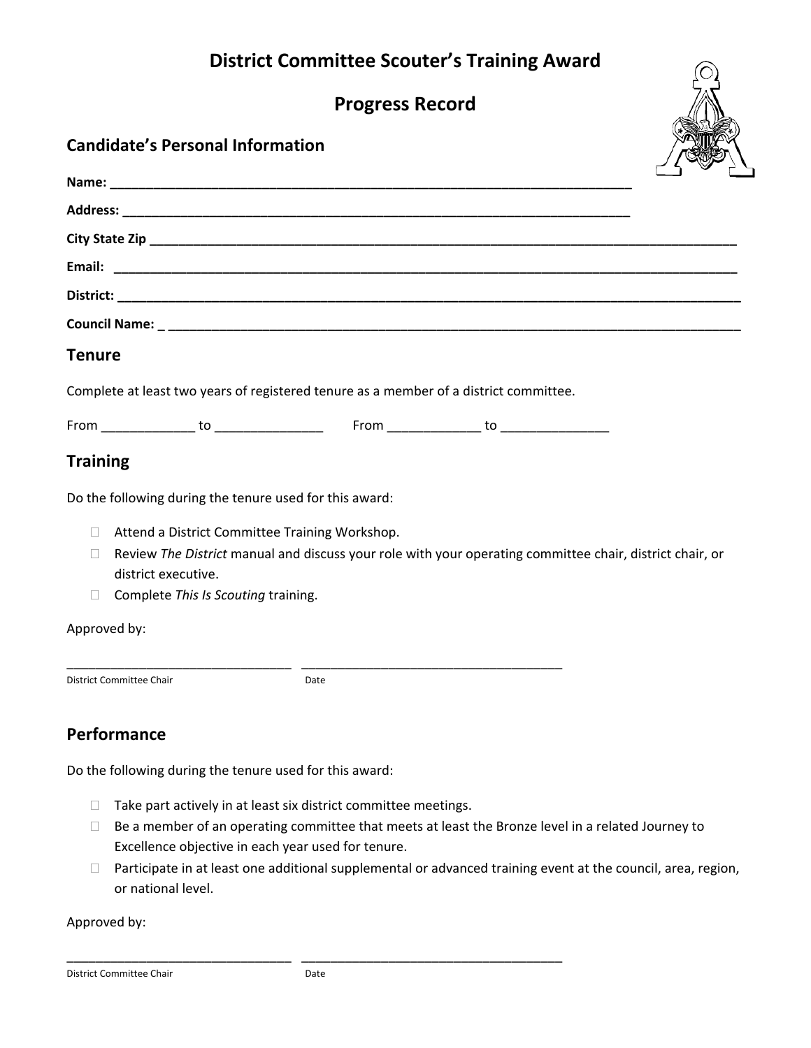# District Committee Scouter's Training Award

# Progress Record

## Candidate's Personal Information

**Name:** ___________________________________________________________________________

**Address:** __________________________________________________________________________

**City State Zip** ______________________________________________________________________________________

**Email:** ___________________________________________________________________________________________

**District:** _________________________________________________________________________________________

**Council Name:** _ ____________________________________________________________________________________

## Tenure

Complete at least two years of registered tenure as a member of a district committee.

From _____________ to _______________ From _____________ to _______________

## Training

Do the following during the tenure used for this award:

- ☐ Attend a District Committee Training Workshop.
- ☐ Review *The District* manual and discuss your role with your operating committee chair, district chair, or district executive.
- ☐ Complete *This Is Scouting* training.

Approved by:

________________________________ ____________________________________

District Committee Chair Date

## Performance

Do the following during the tenure used for this award:

- ☐ Take part actively in at least six district committee meetings.
- ☐ Be a member of an operating committee that meets at least the Bronze level in a related Journey to Excellence objective in each year used for tenure.
- ☐ Participate in at least one additional supplemental or advanced training event at the council, area, region, or national level.

Approved by:

________________________________ ____________________________________

District Committee Chair Date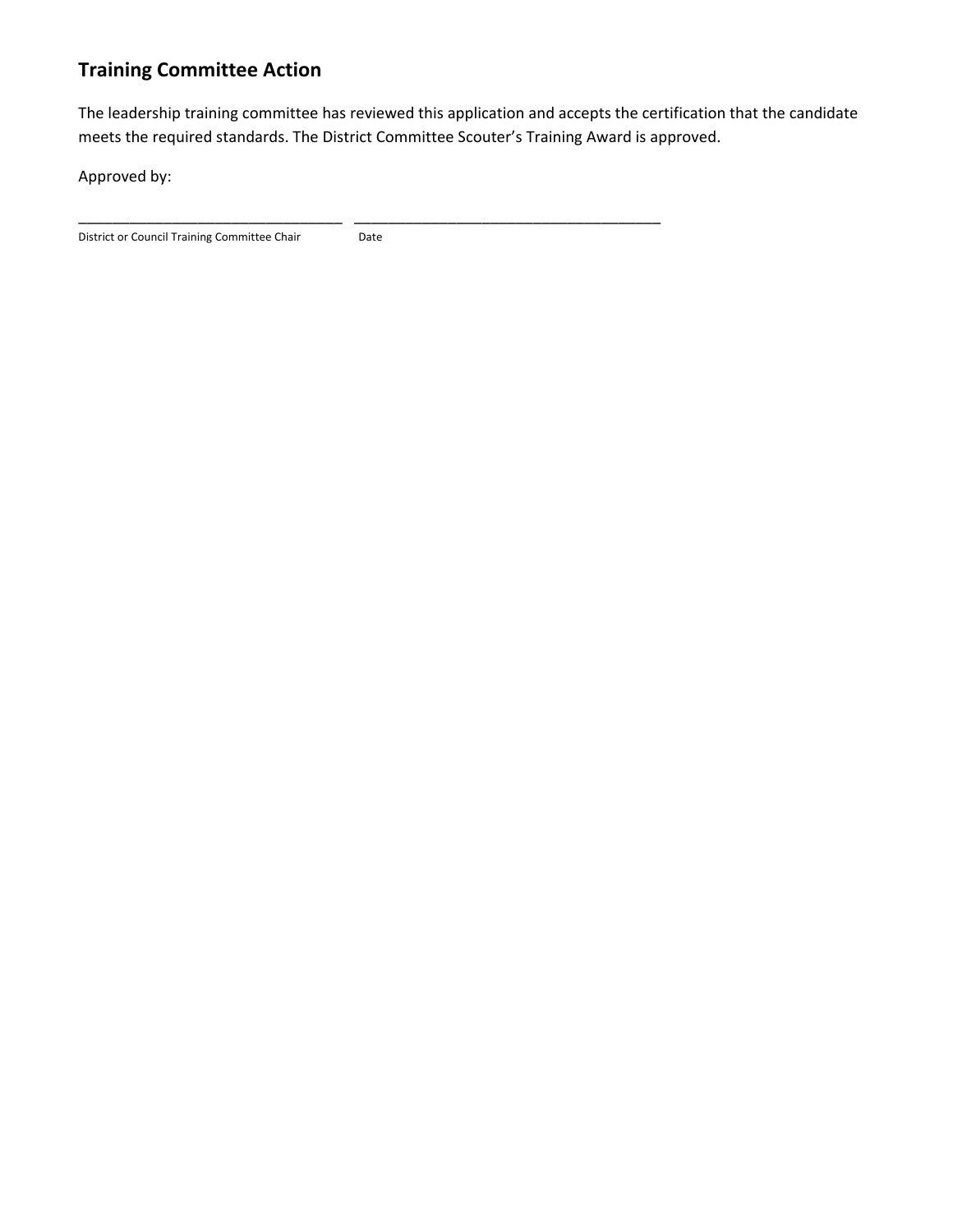## Training Committee Action

The leadership training committee has reviewed this application and accepts the certification that the candidate meets the required standards. The District Committee Scouter's Training Award is approved.

Approved by:

_________________________________ ______________________________________

District or Council Training Committee Chair Date